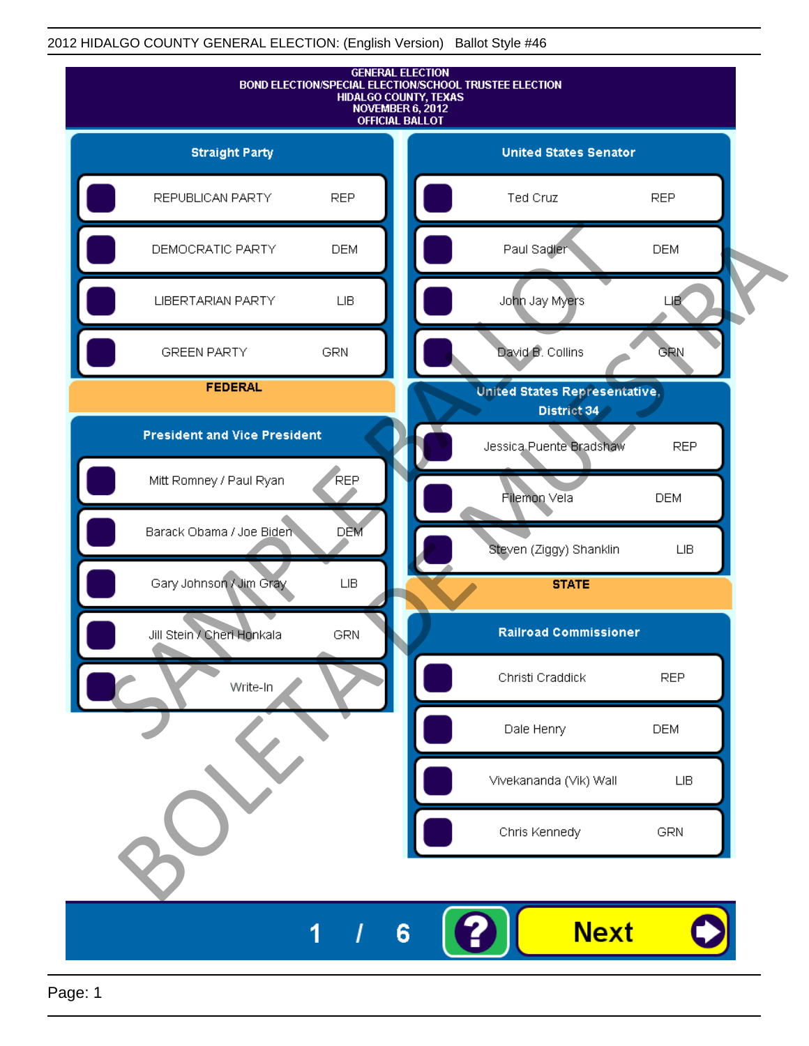2012 HIDALGO COUNTY GENERAL ELECTION: (English Version) Ballot Style #46

# GENERAL ELECTION
## BOND ELECTION/SPECIAL ELECTION/SCHOOL TRUSTEE ELECTION
## HIDALGO COUNTY, TEXAS
## NOVEMBER 6, 2012
## OFFICIAL BALLOT

### Straight Party

| Candidate | Party |
|---|---|
| REPUBLICAN PARTY | REP |
| DEMOCRATIC PARTY | DEM |
| LIBERTARIAN PARTY | LIB |
| GREEN PARTY | GRN |

## FEDERAL

### President and Vice President

| Candidate | Party |
|---|---|
| Mitt Romney / Paul Ryan | REP |
| Barack Obama / Joe Biden | DEM |
| Gary Johnson / Jim Gray | LIB |
| Jill Stein / Cheri Honkala | GRN |
| Write-In | |

### United States Senator

| Candidate | Party |
|---|---|
| Ted Cruz | REP |
| Paul Sadler | DEM |
| John Jay Myers | LIB |
| David B. Collins | GRN |

### United States Representative, District 34

| Candidate | Party |
|---|---|
| Jessica Puente Bradshaw | REP |
| Filemon Vela | DEM |
| Steven (Ziggy) Shanklin | LIB |

## STATE

### Railroad Commissioner

| Candidate | Party |
|---|---|
| Christi Craddick | REP |
| Dale Henry | DEM |
| Vivekananda (Vik) Wall | LIB |
| Chris Kennedy | GRN |

SAMPLE BALLOT
BOLETA DE MUESTRA

1 / 6

Next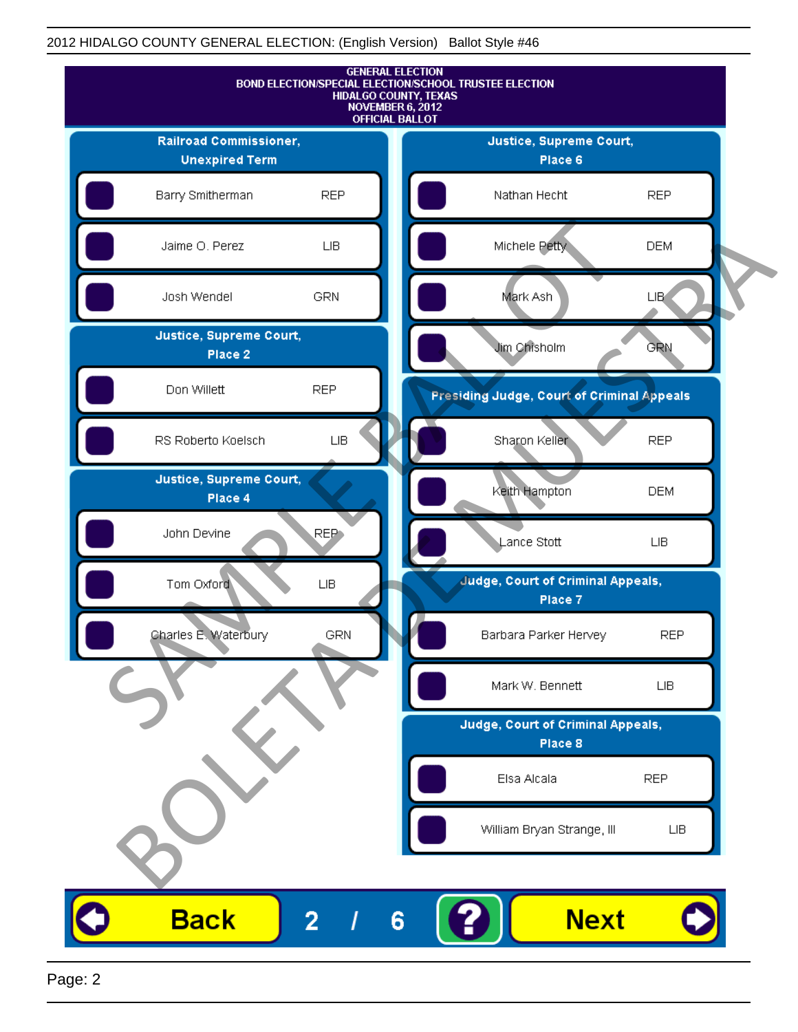2012 HIDALGO COUNTY GENERAL ELECTION: (English Version) Ballot Style #46

# GENERAL ELECTION
## BOND ELECTION/SPECIAL ELECTION/SCHOOL TRUSTEE ELECTION
## HIDALGO COUNTY, TEXAS
## NOVEMBER 6, 2012
## OFFICIAL BALLOT

### Railroad Commissioner, Unexpired Term

| Candidate | Party |
|---|---|
| Barry Smitherman | REP |
| Jaime O. Perez | LIB |
| Josh Wendel | GRN |

### Justice, Supreme Court, Place 2

| Candidate | Party |
|---|---|
| Don Willett | REP |
| RS Roberto Koelsch | LIB |

### Justice, Supreme Court, Place 4

| Candidate | Party |
|---|---|
| John Devine | REP |
| Tom Oxford | LIB |
| Charles E. Waterbury | GRN |

### Justice, Supreme Court, Place 6

| Candidate | Party |
|---|---|
| Nathan Hecht | REP |
| Michele Petty | DEM |
| Mark Ash | LIB |
| Jim Chisholm | GRN |

### Presiding Judge, Court of Criminal Appeals

| Candidate | Party |
|---|---|
| Sharon Keller | REP |
| Keith Hampton | DEM |
| Lance Stott | LIB |

### Judge, Court of Criminal Appeals, Place 7

| Candidate | Party |
|---|---|
| Barbara Parker Hervey | REP |
| Mark W. Bennett | LIB |

### Judge, Court of Criminal Appeals, Place 8

| Candidate | Party |
|---|---|
| Elsa Alcala | REP |
| William Bryan Strange, III | LIB |

SAMPLE BALLOT
BOLETA DE MUESTRA

Back 2 / 6 ? Next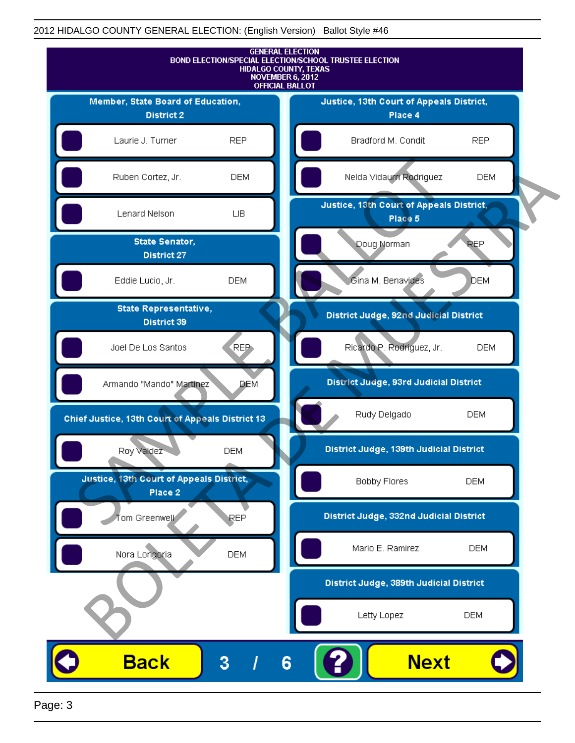2012 HIDALGO COUNTY GENERAL ELECTION: (English Version)   Ballot Style #46

GENERAL ELECTION
BOND ELECTION/SPECIAL ELECTION/SCHOOL TRUSTEE ELECTION
HIDALGO COUNTY, TEXAS
NOVEMBER 6, 2012
OFFICIAL BALLOT

**Member, State Board of Education, District 2**

| Candidate | Party |
|---|---|
| Laurie J. Turner | REP |
| Ruben Cortez, Jr. | DEM |
| Lenard Nelson | LIB |

**State Senator, District 27**

| Candidate | Party |
|---|---|
| Eddie Lucio, Jr. | DEM |

**State Representative, District 39**

| Candidate | Party |
|---|---|
| Joel De Los Santos | REP |
| Armando "Mando" Martinez | DEM |

**Chief Justice, 13th Court of Appeals District 13**

| Candidate | Party |
|---|---|
| Roy Valdez | DEM |

**Justice, 13th Court of Appeals District, Place 2**

| Candidate | Party |
|---|---|
| Tom Greenwell | REP |
| Nora Longoria | DEM |

**Justice, 13th Court of Appeals District, Place 4**

| Candidate | Party |
|---|---|
| Bradford M. Condit | REP |
| Nelda Vidaurri Rodriguez | DEM |

**Justice, 13th Court of Appeals District, Place 5**

| Candidate | Party |
|---|---|
| Doug Norman | REP |
| Gina M. Benavides | DEM |

**District Judge, 92nd Judicial District**

| Candidate | Party |
|---|---|
| Ricardo P. Rodriguez, Jr. | DEM |

**District Judge, 93rd Judicial District**

| Candidate | Party |
|---|---|
| Rudy Delgado | DEM |

**District Judge, 139th Judicial District**

| Candidate | Party |
|---|---|
| Bobby Flores | DEM |

**District Judge, 332nd Judicial District**

| Candidate | Party |
|---|---|
| Mario E. Ramirez | DEM |

**District Judge, 389th Judicial District**

| Candidate | Party |
|---|---|
| Letty Lopez | DEM |

Back   3 / 6   ?   Next

SAMPLE BALLOT
BOLETA DE MUESTRA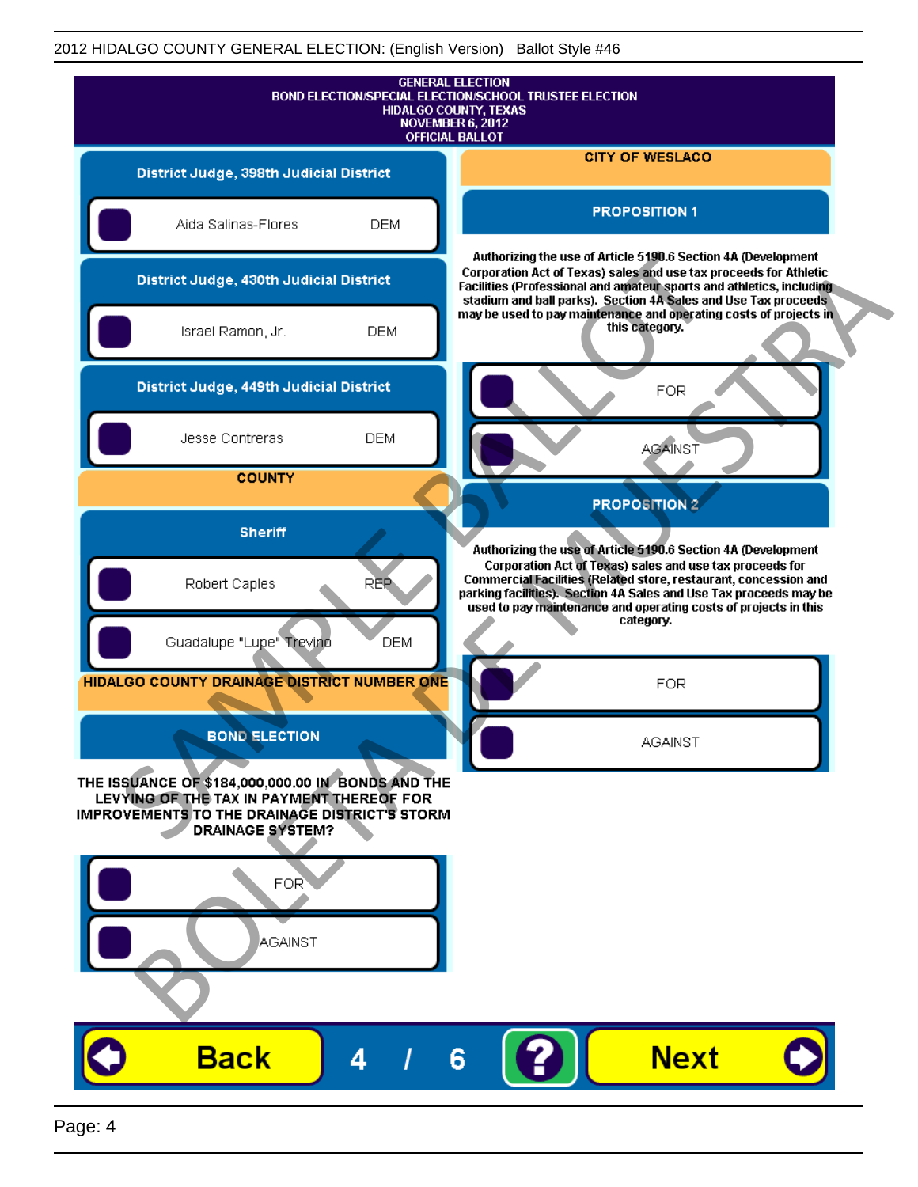GENERAL ELECTION
BOND ELECTION/SPECIAL ELECTION/SCHOOL TRUSTEE ELECTION
HIDALGO COUNTY, TEXAS
NOVEMBER 6, 2012
OFFICIAL BALLOT

## District Judge, 398th Judicial District

- Aida Salinas-Flores DEM

## District Judge, 430th Judicial District

- Israel Ramon, Jr. DEM

## District Judge, 449th Judicial District

- Jesse Contreras DEM

## COUNTY

### Sheriff

- Robert Caples REP
- Guadalupe "Lupe" Trevino DEM

## HIDALGO COUNTY DRAINAGE DISTRICT NUMBER ONE

### BOND ELECTION

**THE ISSUANCE OF $184,000,000.00 IN BONDS AND THE LEVYING OF THE TAX IN PAYMENT THEREOF FOR IMPROVEMENTS TO THE DRAINAGE DISTRICT'S STORM DRAINAGE SYSTEM?**

- FOR
- AGAINST

## CITY OF WESLACO

### PROPOSITION 1

**Authorizing the use of Article 5190.6 Section 4A (Development Corporation Act of Texas) sales and use tax proceeds for Athletic Facilities (Professional and amateur sports and athletics, including stadium and ball parks). Section 4A Sales and Use Tax proceeds may be used to pay maintenance and operating costs of projects in this category.**

- FOR
- AGAINST

### PROPOSITION 2

**Authorizing the use of Article 5190.6 Section 4A (Development Corporation Act of Texas) sales and use tax proceeds for Commercial Facilities (Related store, restaurant, concession and parking facilities). Section 4A Sales and Use Tax proceeds may be used to pay maintenance and operating costs of projects in this category.**

- FOR
- AGAINST

Back 4 / 6 ? Next

SAMPLE BALLOT BOLETA DE MUESTRA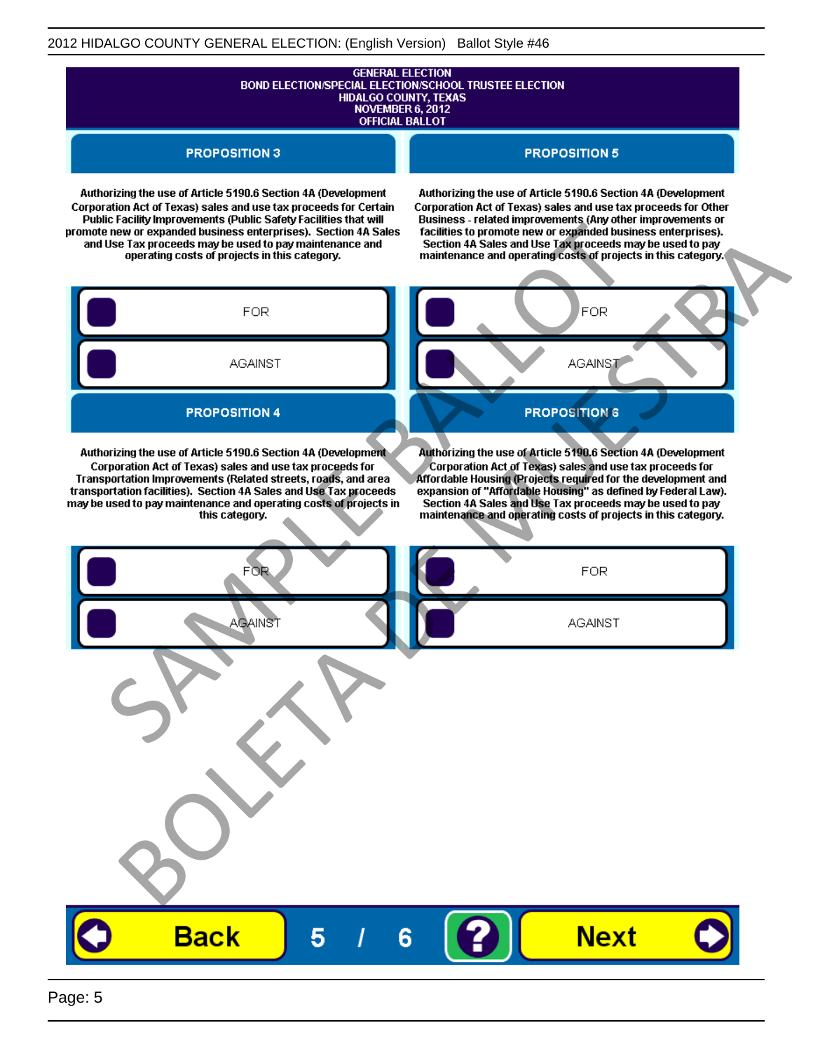GENERAL ELECTION
BOND ELECTION/SPECIAL ELECTION/SCHOOL TRUSTEE ELECTION
HIDALGO COUNTY, TEXAS
NOVEMBER 6, 2012
OFFICIAL BALLOT

## PROPOSITION 3

Authorizing the use of Article 5190.6 Section 4A (Development Corporation Act of Texas) sales and use tax proceeds for Certain Public Facility Improvements (Public Safety Facilities that will promote new or expanded business enterprises). Section 4A Sales and Use Tax proceeds may be used to pay maintenance and operating costs of projects in this category.

- FOR
- AGAINST

## PROPOSITION 4

Authorizing the use of Article 5190.6 Section 4A (Development Corporation Act of Texas) sales and use tax proceeds for Transportation Improvements (Related streets, roads, and area transportation facilities). Section 4A Sales and Use Tax proceeds may be used to pay maintenance and operating costs of projects in this category.

- FOR
- AGAINST

## PROPOSITION 5

Authorizing the use of Article 5190.6 Section 4A (Development Corporation Act of Texas) sales and use tax proceeds for Other Business - related improvements (Any other improvements or facilities to promote new or expanded business enterprises). Section 4A Sales and Use Tax proceeds may be used to pay maintenance and operating costs of projects in this category.

- FOR
- AGAINST

## PROPOSITION 6

Authorizing the use of Article 5190.6 Section 4A (Development Corporation Act of Texas) sales and use tax proceeds for Affordable Housing (Projects required for the development and expansion of "Affordable Housing" as defined by Federal Law). Section 4A Sales and Use Tax proceeds may be used to pay maintenance and operating costs of projects in this category.

- FOR
- AGAINST

SAMPLE BALLOT
BOLETA DE MUESTRA

Back 5 / 6 ? Next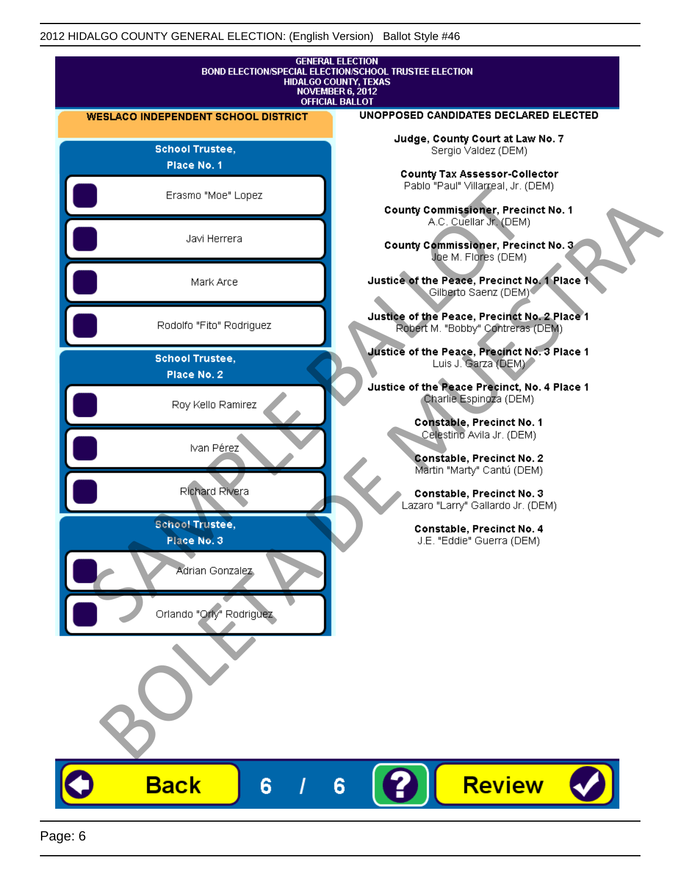2012 HIDALGO COUNTY GENERAL ELECTION: (English Version) Ballot Style #46

GENERAL ELECTION
BOND ELECTION/SPECIAL ELECTION/SCHOOL TRUSTEE ELECTION
HIDALGO COUNTY, TEXAS
NOVEMBER 6, 2012
OFFICIAL BALLOT

## WESLACO INDEPENDENT SCHOOL DISTRICT

### School Trustee, Place No. 1

- Erasmo "Moe" Lopez
- Javi Herrera
- Mark Arce
- Rodolfo "Fito" Rodriguez

### School Trustee, Place No. 2

- Roy Kello Ramirez
- Ivan Pérez
- Richard Rivera

### School Trustee, Place No. 3

- Adrian Gonzalez
- Orlando "Orly" Rodriguez

## UNOPPOSED CANDIDATES DECLARED ELECTED

**Judge, County Court at Law No. 7**
Sergio Valdez (DEM)

**County Tax Assessor-Collector**
Pablo "Paul" Villarreal, Jr. (DEM)

**County Commissioner, Precinct No. 1**
A.C. Cuellar Jr. (DEM)

**County Commissioner, Precinct No. 3**
Joe M. Flores (DEM)

**Justice of the Peace, Precinct No. 1 Place 1**
Gilberto Saenz (DEM)

**Justice of the Peace, Precinct No. 2 Place 1**
Robert M. "Bobby" Contreras (DEM)

**Justice of the Peace, Precinct No. 3 Place 1**
Luis J. Garza (DEM)

**Justice of the Peace Precinct, No. 4 Place 1**
Charlie Espinoza (DEM)

**Constable, Precinct No. 1**
Celestino Avila Jr. (DEM)

**Constable, Precinct No. 2**
Martin "Marty" Cantú (DEM)

**Constable, Precinct No. 3**
Lazaro "Larry" Gallardo Jr. (DEM)

**Constable, Precinct No. 4**
J.E. "Eddie" Guerra (DEM)

SAMPLE BALLOT
BOLETA DE MUESTRA

Back | 6 / 6 | ? | Review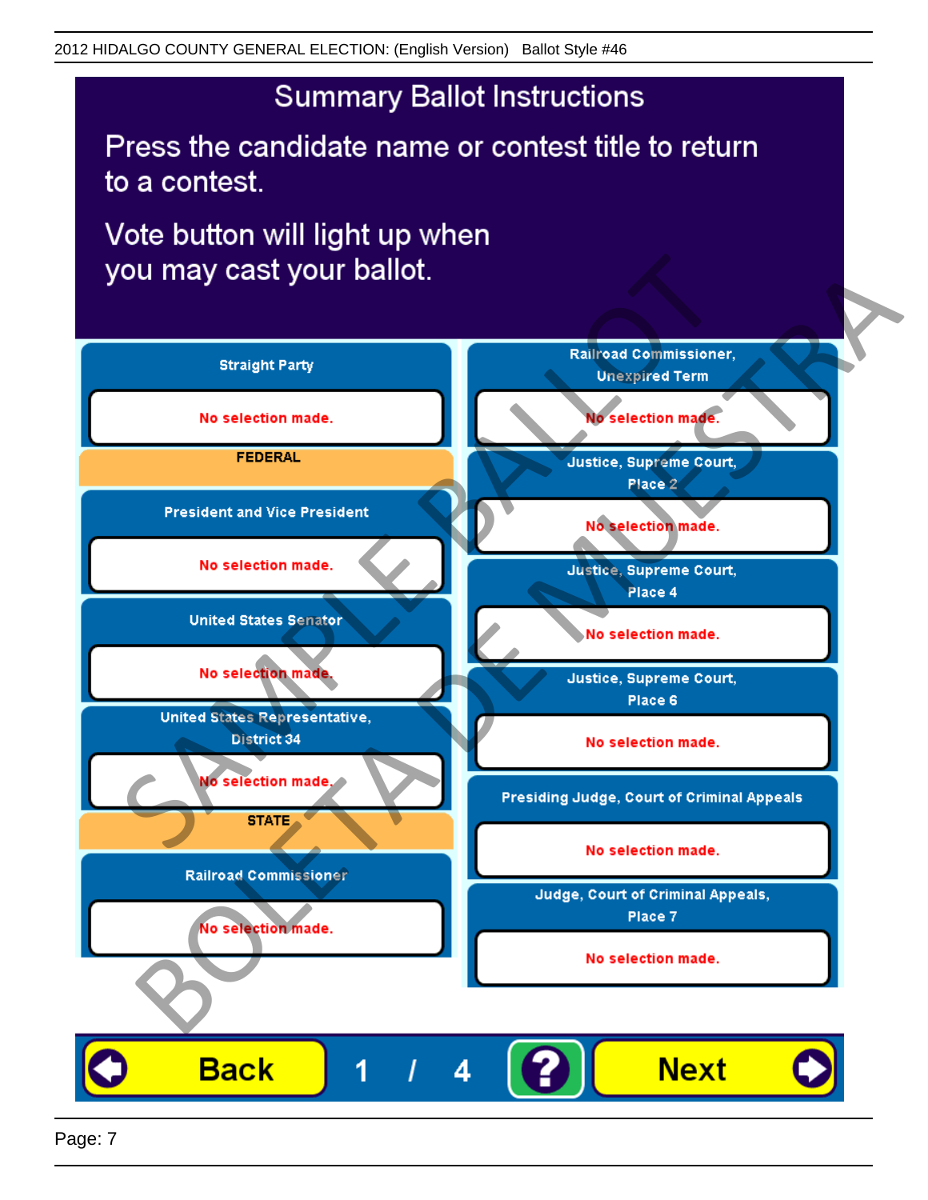2012 HIDALGO COUNTY GENERAL ELECTION: (English Version) Ballot Style #46

# Summary Ballot Instructions

Press the candidate name or contest title to return to a contest.

Vote button will light up when you may cast your ballot.

**Straight Party**

No selection made.

**FEDERAL**

**President and Vice President**

No selection made.

**United States Senator**

No selection made.

**United States Representative, District 34**

No selection made.

**STATE**

**Railroad Commissioner**

No selection made.

**Railroad Commissioner, Unexpired Term**

No selection made.

**Justice, Supreme Court, Place 2**

No selection made.

**Justice, Supreme Court, Place 4**

No selection made.

**Justice, Supreme Court, Place 6**

No selection made.

**Presiding Judge, Court of Criminal Appeals**

No selection made.

**Judge, Court of Criminal Appeals, Place 7**

No selection made.

SAMPLE BALLOT BOLETA DE MUESTRA

Back 1 / 4 ? Next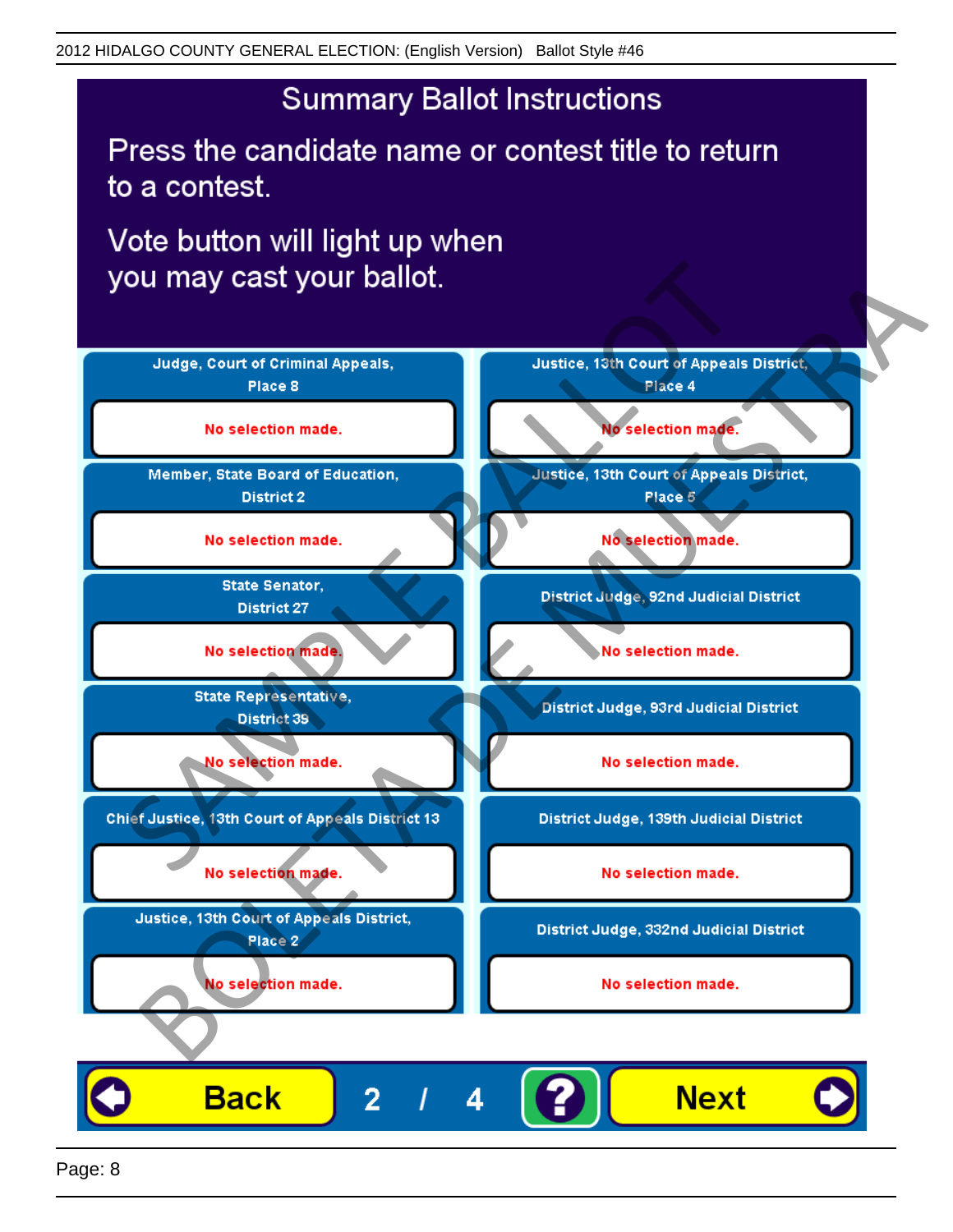2012 HIDALGO COUNTY GENERAL ELECTION: (English Version) Ballot Style #46

# Summary Ballot Instructions

Press the candidate name or contest title to return to a contest.

Vote button will light up when you may cast your ballot.

| Contest | Selection | Contest | Selection |
| --- | --- | --- | --- |
| Judge, Court of Criminal Appeals, Place 8 | No selection made. | Justice, 13th Court of Appeals District, Place 4 | No selection made. |
| Member, State Board of Education, District 2 | No selection made. | Justice, 13th Court of Appeals District, Place 5 | No selection made. |
| State Senator, District 27 | No selection made. | District Judge, 92nd Judicial District | No selection made. |
| State Representative, District 39 | No selection made. | District Judge, 93rd Judicial District | No selection made. |
| Chief Justice, 13th Court of Appeals District 13 | No selection made. | District Judge, 139th Judicial District | No selection made. |
| Justice, 13th Court of Appeals District, Place 2 | No selection made. | District Judge, 332nd Judicial District | No selection made. |

Back | 2 / 4 | ? | Next

SAMPLE BALLOT BOLETA DE MUESTRA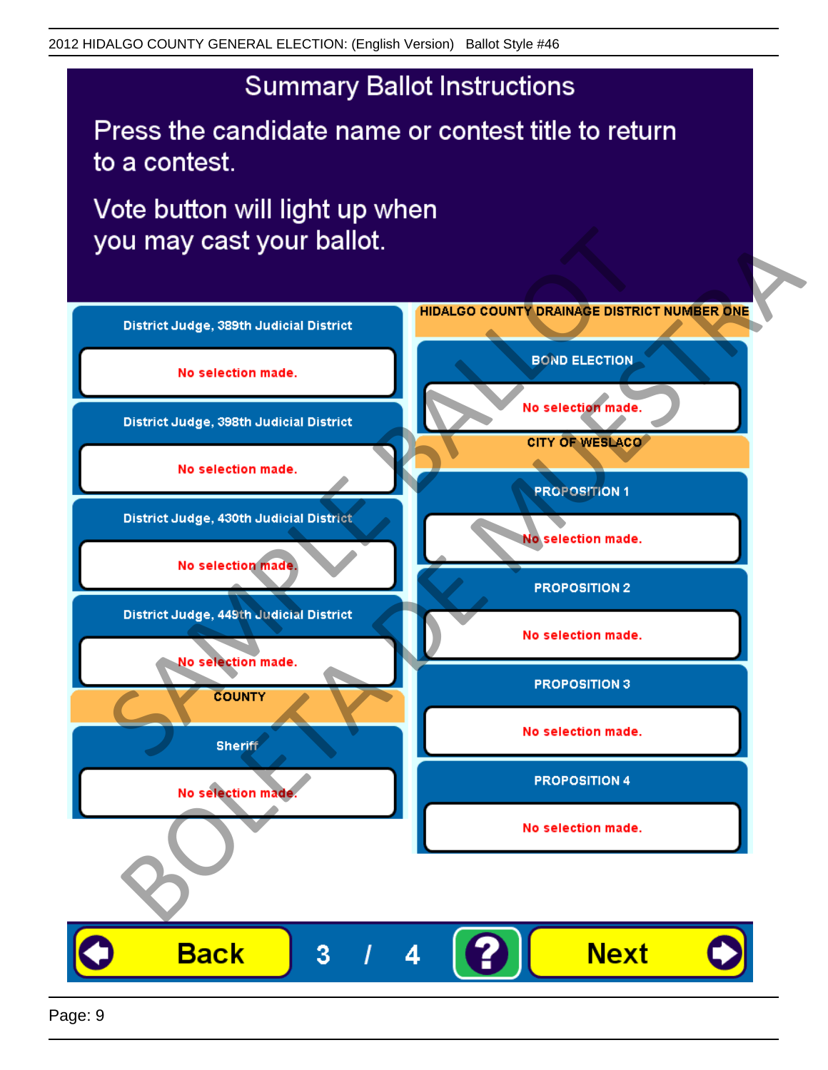# Summary Ballot Instructions

Press the candidate name or contest title to return to a contest.

Vote button will light up when you may cast your ballot.

**District Judge, 389th Judicial District**

No selection made.

**District Judge, 398th Judicial District**

No selection made.

**District Judge, 430th Judicial District**

No selection made.

**District Judge, 449th Judicial District**

No selection made.

**COUNTY**

**Sheriff**

No selection made.

**HIDALGO COUNTY DRAINAGE DISTRICT NUMBER ONE**

**BOND ELECTION**

No selection made.

**CITY OF WESLACO**

**PROPOSITION 1**

No selection made.

**PROPOSITION 2**

No selection made.

**PROPOSITION 3**

No selection made.

**PROPOSITION 4**

No selection made.

Back 3 / 4 ? Next

SAMPLE BALLOT BOLETA DE MUESTRA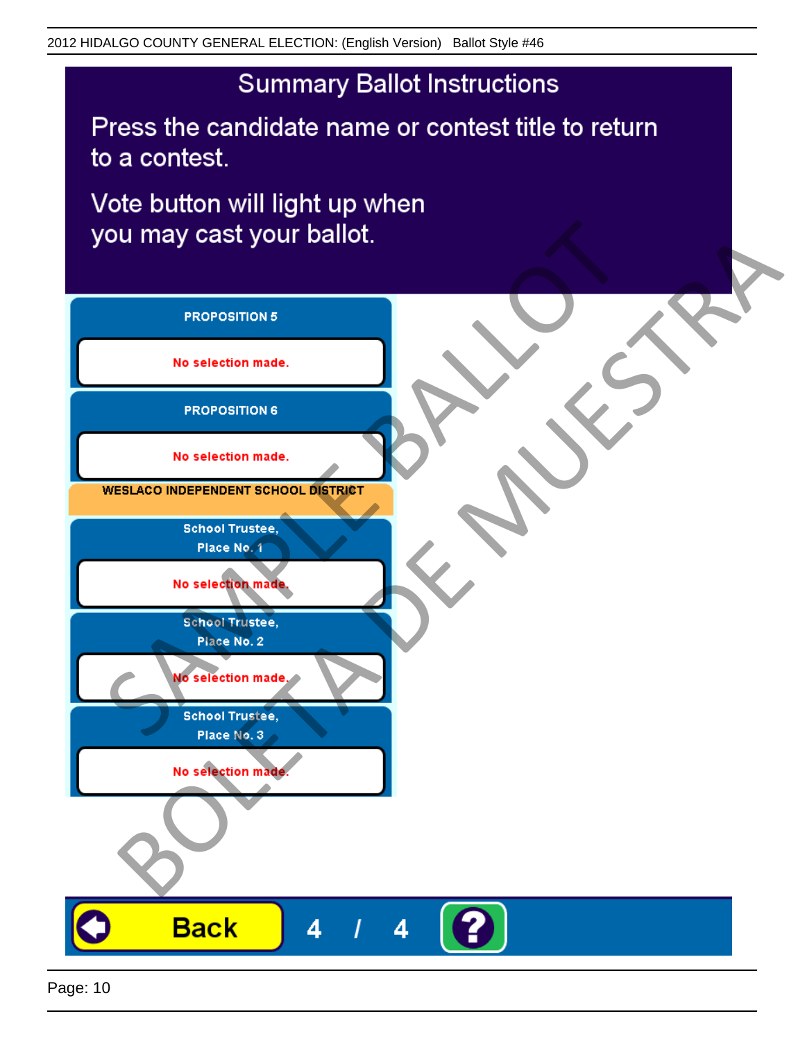## Summary Ballot Instructions

Press the candidate name or contest title to return to a contest.

Vote button will light up when you may cast your ballot.

**PROPOSITION 5**

No selection made.

**PROPOSITION 6**

No selection made.

**WESLACO INDEPENDENT SCHOOL DISTRICT**

**School Trustee, Place No. 1**

No selection made.

**School Trustee, Place No. 2**

No selection made.

**School Trustee, Place No. 3**

No selection made.

SAMPLE BALLOT

BOLETA DE MUESTRA

Back

4 / 4

?